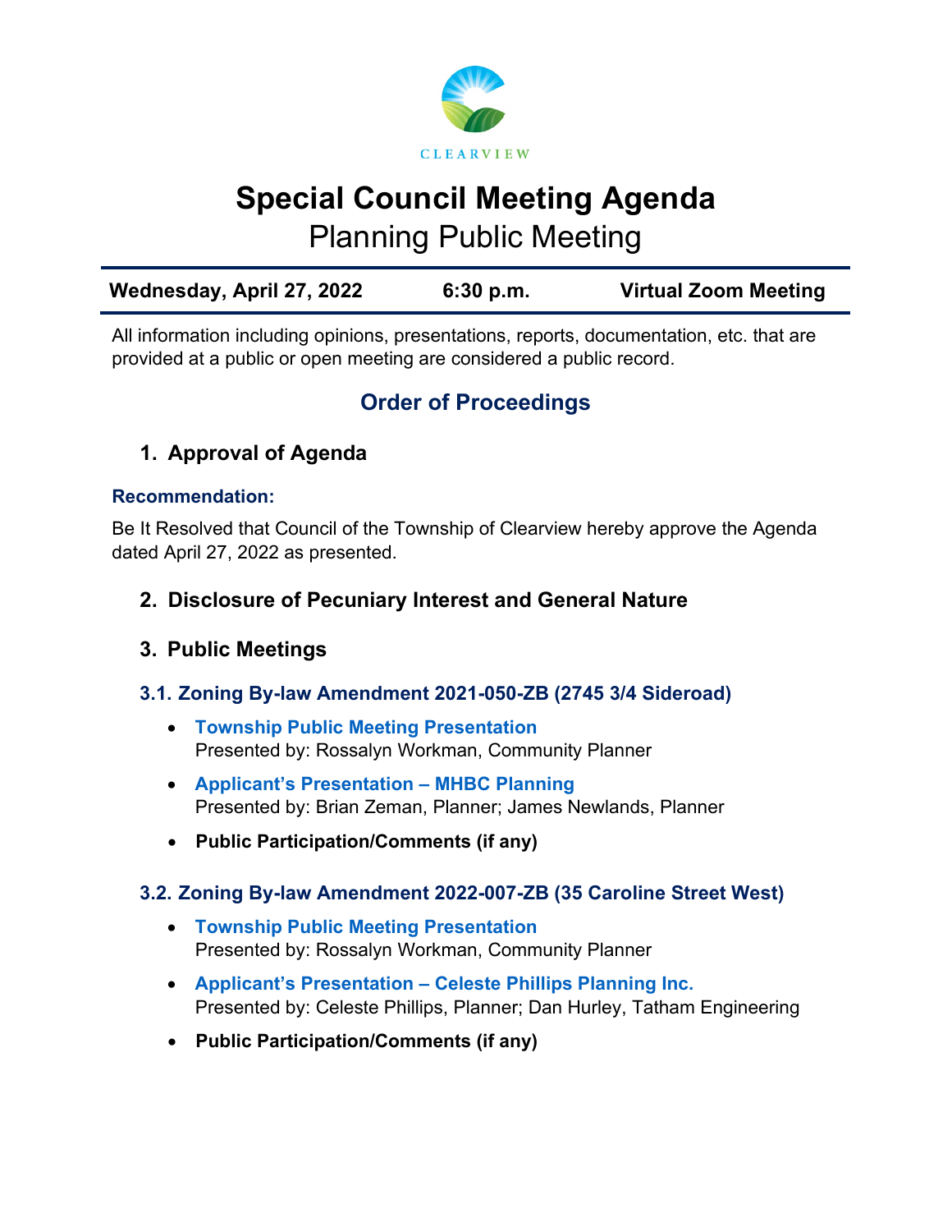CLEARVIEW

# Special Council Meeting Agenda

## Planning Public Meeting

**Wednesday, April 27, 2022** **6:30 p.m.** **Virtual Zoom Meeting**

All information including opinions, presentations, reports, documentation, etc. that are provided at a public or open meeting are considered a public record.

## Order of Proceedings

### 1. Approval of Agenda

**Recommendation:**

Be It Resolved that Council of the Township of Clearview hereby approve the Agenda dated April 27, 2022 as presented.

### 2. Disclosure of Pecuniary Interest and General Nature

### 3. Public Meetings

#### 3.1. Zoning By-law Amendment 2021-050-ZB (2745 3/4 Sideroad)

- **Township Public Meeting Presentation**
  Presented by: Rossalyn Workman, Community Planner
- **Applicant's Presentation – MHBC Planning**
  Presented by: Brian Zeman, Planner; James Newlands, Planner
- **Public Participation/Comments (if any)**

#### 3.2. Zoning By-law Amendment 2022-007-ZB (35 Caroline Street West)

- **Township Public Meeting Presentation**
  Presented by: Rossalyn Workman, Community Planner
- **Applicant's Presentation – Celeste Phillips Planning Inc.**
  Presented by: Celeste Phillips, Planner; Dan Hurley, Tatham Engineering
- **Public Participation/Comments (if any)**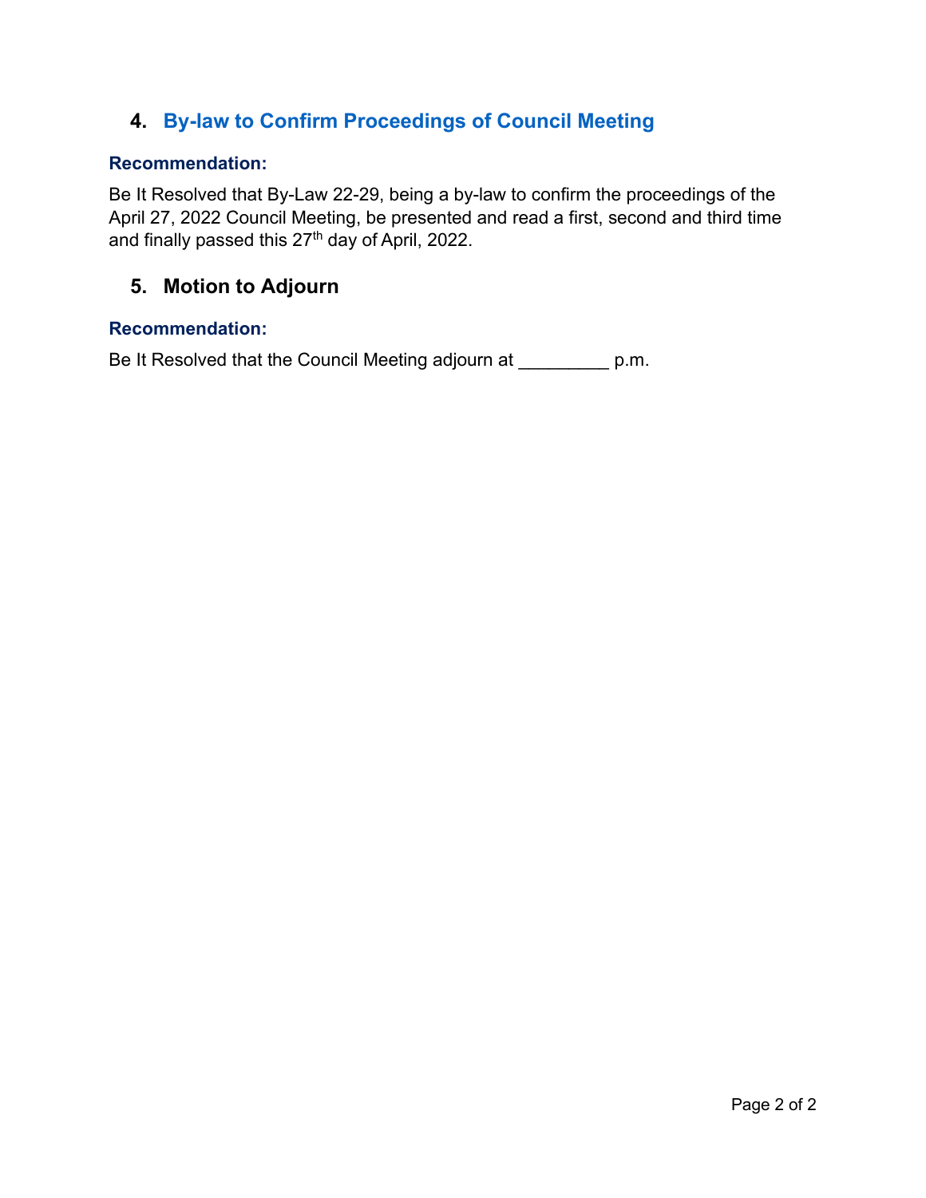## 4. By-law to Confirm Proceedings of Council Meeting

**Recommendation:**

Be It Resolved that By-Law 22-29, being a by-law to confirm the proceedings of the April 27, 2022 Council Meeting, be presented and read a first, second and third time and finally passed this 27th day of April, 2022.

## 5. Motion to Adjourn

**Recommendation:**

Be It Resolved that the Council Meeting adjourn at _________ p.m.